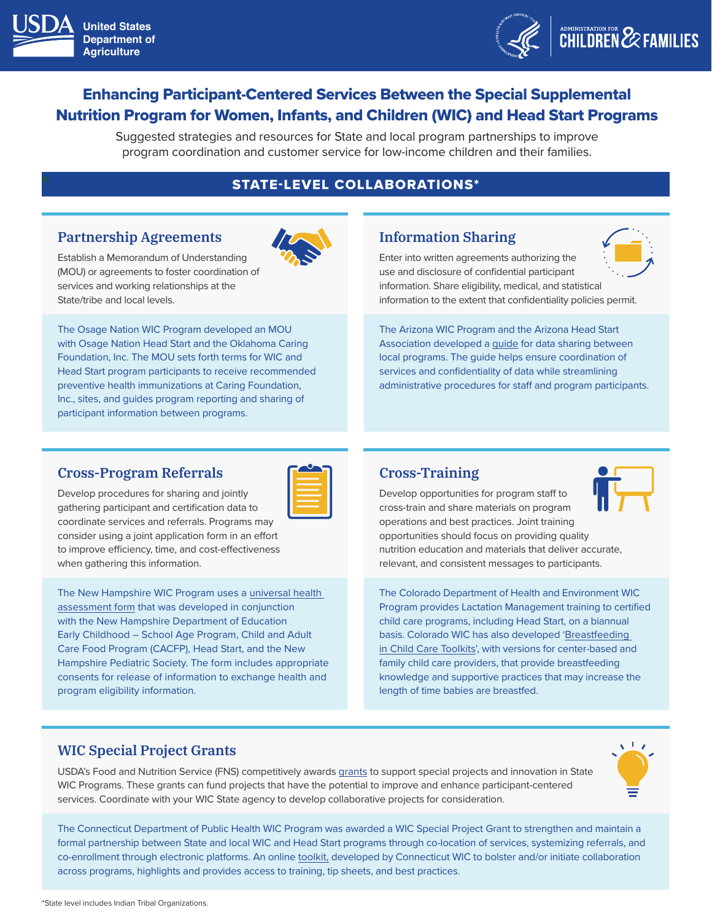United States Department of Agriculture

Administration for Children & Families

# Enhancing Participant-Centered Services Between the Special Supplemental Nutrition Program for Women, Infants, and Children (WIC) and Head Start Programs

Suggested strategies and resources for State and local program partnerships to improve program coordination and customer service for low-income children and their families.

## STATE-LEVEL COLLABORATIONS*

### Partnership Agreements

Establish a Memorandum of Understanding (MOU) or agreements to foster coordination of services and working relationships at the State/tribe and local levels.

The Osage Nation WIC Program developed an MOU with Osage Nation Head Start and the Oklahoma Caring Foundation, Inc. The MOU sets forth terms for WIC and Head Start program participants to receive recommended preventive health immunizations at Caring Foundation, Inc., sites, and guides program reporting and sharing of participant information between programs.

### Information Sharing

Enter into written agreements authorizing the use and disclosure of confidential participant information. Share eligibility, medical, and statistical information to the extent that confidentiality policies permit.

The Arizona WIC Program and the Arizona Head Start Association developed a guide for data sharing between local programs. The guide helps ensure coordination of services and confidentiality of data while streamlining administrative procedures for staff and program participants.

### Cross-Program Referrals

Develop procedures for sharing and jointly gathering participant and certification data to coordinate services and referrals. Programs may consider using a joint application form in an effort to improve efficiency, time, and cost-effectiveness when gathering this information.

The New Hampshire WIC Program uses a universal health assessment form that was developed in conjunction with the New Hampshire Department of Education Early Childhood – School Age Program, Child and Adult Care Food Program (CACFP), Head Start, and the New Hampshire Pediatric Society. The form includes appropriate consents for release of information to exchange health and program eligibility information.

### Cross-Training

Develop opportunities for program staff to cross-train and share materials on program operations and best practices. Joint training opportunities should focus on providing quality nutrition education and materials that deliver accurate, relevant, and consistent messages to participants.

The Colorado Department of Health and Environment WIC Program provides Lactation Management training to certified child care programs, including Head Start, on a biannual basis. Colorado WIC has also developed 'Breastfeeding in Child Care Toolkits', with versions for center-based and family child care providers, that provide breastfeeding knowledge and supportive practices that may increase the length of time babies are breastfed.

### WIC Special Project Grants

USDA's Food and Nutrition Service (FNS) competitively awards grants to support special projects and innovation in State WIC Programs. These grants can fund projects that have the potential to improve and enhance participant-centered services. Coordinate with your WIC State agency to develop collaborative projects for consideration.

The Connecticut Department of Public Health WIC Program was awarded a WIC Special Project Grant to strengthen and maintain a formal partnership between State and local WIC and Head Start programs through co-location of services, systemizing referrals, and co-enrollment through electronic platforms. An online toolkit, developed by Connecticut WIC to bolster and/or initiate collaboration across programs, highlights and provides access to training, tip sheets, and best practices.

*State level includes Indian Tribal Organizations.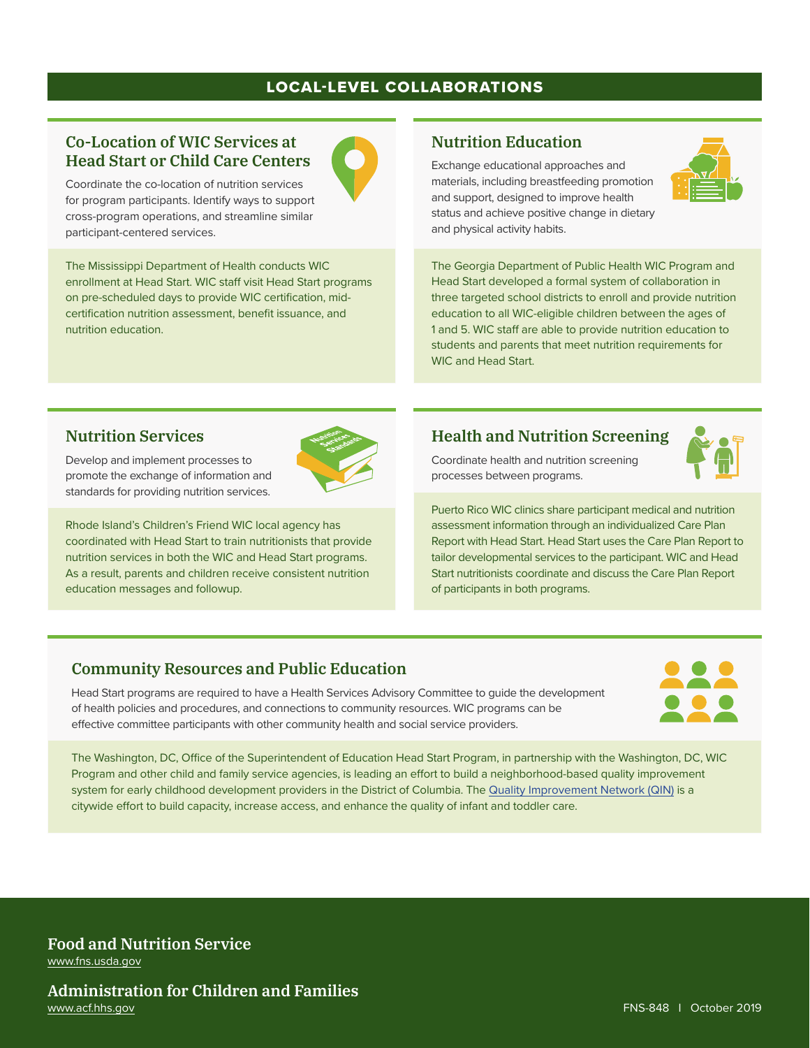## LOCAL-LEVEL COLLABORATIONS

### Co-Location of WIC Services at Head Start or Child Care Centers

Coordinate the co-location of nutrition services for program participants. Identify ways to support cross-program operations, and streamline similar participant-centered services.

The Mississippi Department of Health conducts WIC enrollment at Head Start. WIC staff visit Head Start programs on pre-scheduled days to provide WIC certification, mid-certification nutrition assessment, benefit issuance, and nutrition education.

### Nutrition Education

Exchange educational approaches and materials, including breastfeeding promotion and support, designed to improve health status and achieve positive change in dietary and physical activity habits.

The Georgia Department of Public Health WIC Program and Head Start developed a formal system of collaboration in three targeted school districts to enroll and provide nutrition education to all WIC-eligible children between the ages of 1 and 5. WIC staff are able to provide nutrition education to students and parents that meet nutrition requirements for WIC and Head Start.

### Nutrition Services

Develop and implement processes to promote the exchange of information and standards for providing nutrition services.

Rhode Island's Children's Friend WIC local agency has coordinated with Head Start to train nutritionists that provide nutrition services in both the WIC and Head Start programs. As a result, parents and children receive consistent nutrition education messages and followup.

### Health and Nutrition Screening

Coordinate health and nutrition screening processes between programs.

Puerto Rico WIC clinics share participant medical and nutrition assessment information through an individualized Care Plan Report with Head Start. Head Start uses the Care Plan Report to tailor developmental services to the participant. WIC and Head Start nutritionists coordinate and discuss the Care Plan Report of participants in both programs.

### Community Resources and Public Education

Head Start programs are required to have a Health Services Advisory Committee to guide the development of health policies and procedures, and connections to community resources. WIC programs can be effective committee participants with other community health and social service providers.

The Washington, DC, Office of the Superintendent of Education Head Start Program, in partnership with the Washington, DC, WIC Program and other child and family service agencies, is leading an effort to build a neighborhood-based quality improvement system for early childhood development providers in the District of Columbia. The Quality Improvement Network (QIN) is a citywide effort to build capacity, increase access, and enhance the quality of infant and toddler care.

**Food and Nutrition Service**
www.fns.usda.gov

**Administration for Children and Families**
www.acf.hhs.gov

FNS-848 | October 2019